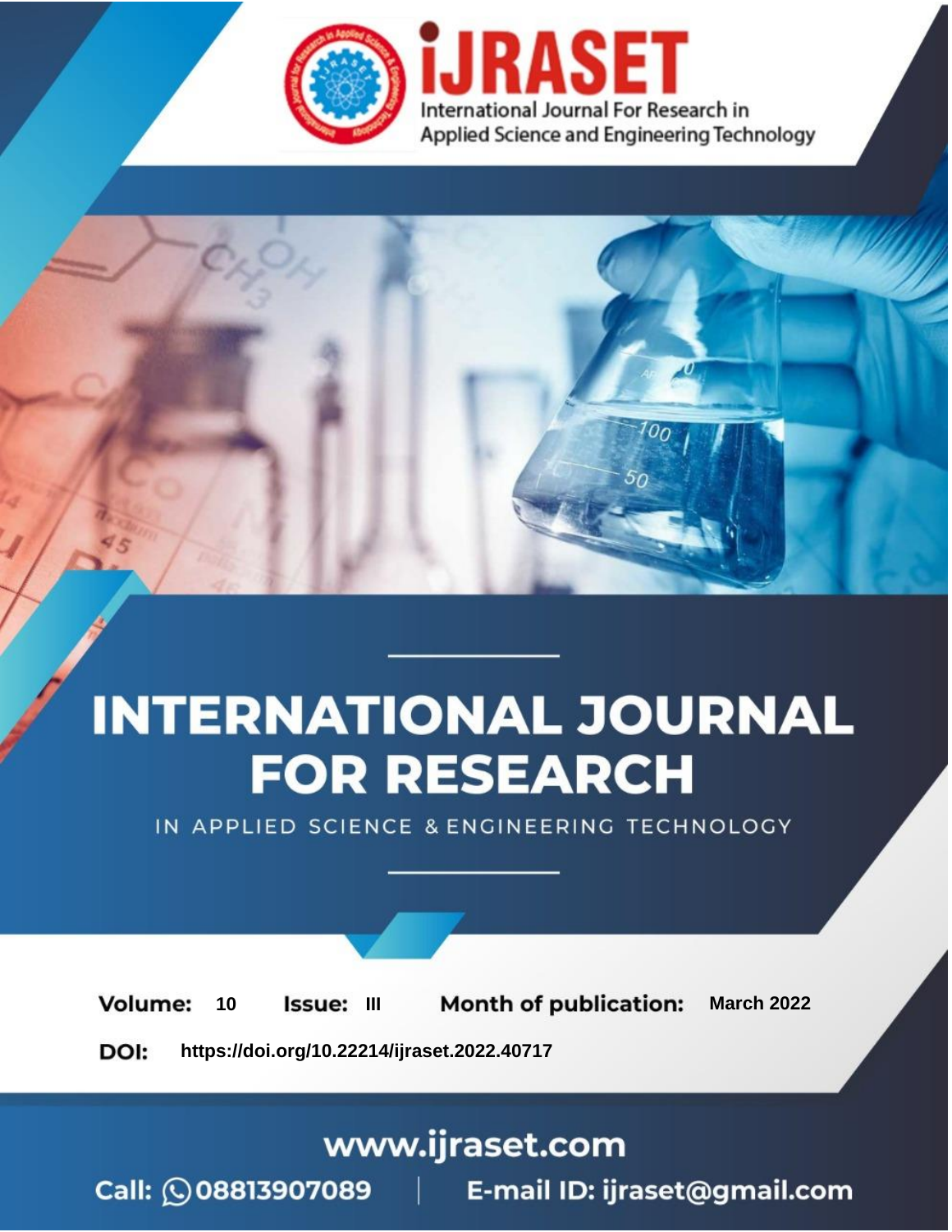iJRASET

International Journal For Research in Applied Science and Engineering Technology

# INTERNATIONAL JOURNAL FOR RESEARCH

IN APPLIED SCIENCE & ENGINEERING TECHNOLOGY

**Volume:** 10 **Issue:** III **Month of publication:** March 2022

**DOI:** https://doi.org/10.22214/ijraset.2022.40717

www.ijraset.com

Call: 08813907089 | E-mail ID: ijraset@gmail.com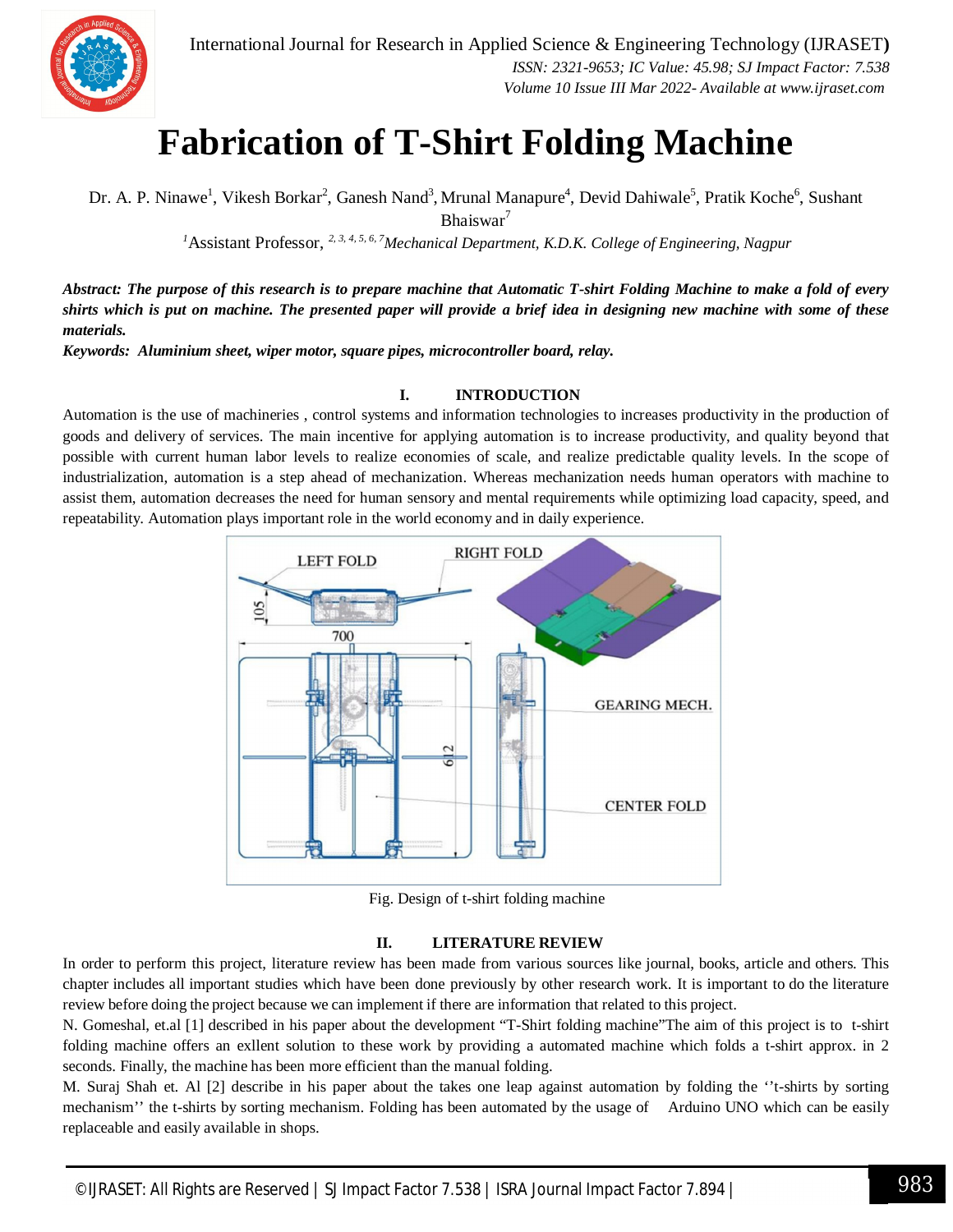# Fabrication of T-Shirt Folding Machine

Dr. A. P. Ninawe[1], Vikesh Borkar[2], Ganesh Nand[3], Mrunal Manapure[4], Devid Dahiwale[5], Pratik Koche[6], Sushant Bhaiswar[7]

[1]Assistant Professor, [2, 3, 4, 5, 6, 7]*Mechanical Department, K.D.K. College of Engineering, Nagpur*

***Abstract:** The purpose of this research is to prepare machine that Automatic T-shirt Folding Machine to make a fold of every shirts which is put on machine. The presented paper will provide a brief idea in designing new machine with some of these materials.*

***Keywords:** Aluminium sheet, wiper motor, square pipes, microcontroller board, relay.*

## I. INTRODUCTION

Automation is the use of machineries , control systems and information technologies to increases productivity in the production of goods and delivery of services. The main incentive for applying automation is to increase productivity, and quality beyond that possible with current human labor levels to realize economies of scale, and realize predictable quality levels. In the scope of industrialization, automation is a step ahead of mechanization. Whereas mechanization needs human operators with machine to assist them, automation decreases the need for human sensory and mental requirements while optimizing load capacity, speed, and repeatability. Automation plays important role in the world economy and in daily experience.

LEFT FOLD
RIGHT FOLD
105
700
612
GEARING MECH.
CENTER FOLD

Fig. Design of t-shirt folding machine

## II. LITERATURE REVIEW

In order to perform this project, literature review has been made from various sources like journal, books, article and others. This chapter includes all important studies which have been done previously by other research work. It is important to do the literature review before doing the project because we can implement if there are information that related to this project.

N. Gomeshal, et.al [1] described in his paper about the development "T-Shirt folding machine"The aim of this project is to t-shirt folding machine offers an exllent solution to these work by providing a automated machine which folds a t-shirt approx. in 2 seconds. Finally, the machine has been more efficient than the manual folding.

M. Suraj Shah et. Al [2] describe in his paper about the takes one leap against automation by folding the ''t-shirts by sorting mechanism'' the t-shirts by sorting mechanism. Folding has been automated by the usage of Arduino UNO which can be easily replaceable and easily available in shops.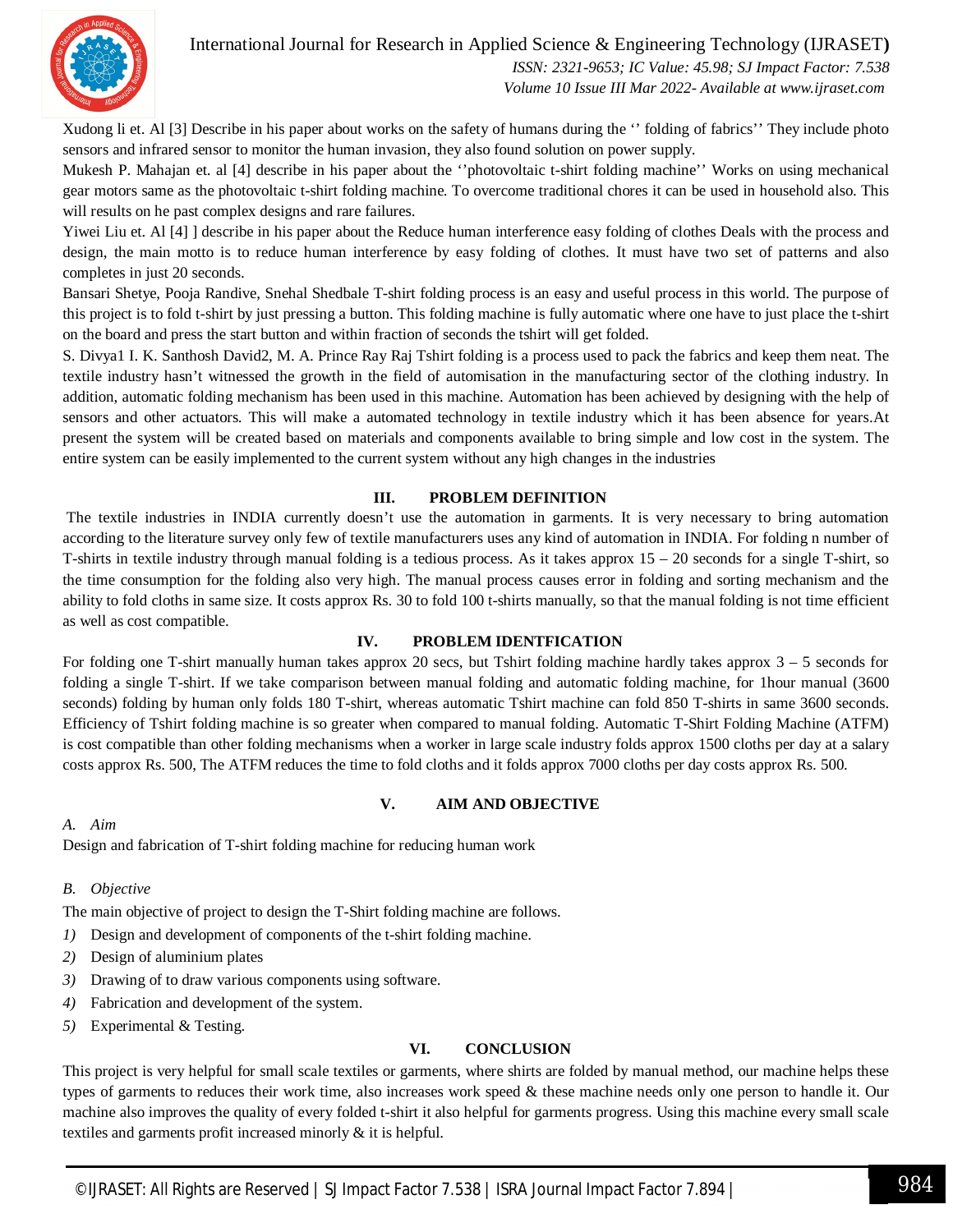Xudong li et. Al [3] Describe in his paper about works on the safety of humans during the ‘’ folding of fabrics’’ They include photo sensors and infrared sensor to monitor the human invasion, they also found solution on power supply.

Mukesh P. Mahajan et. al [4] describe in his paper about the ‘’photovoltaic t-shirt folding machine’’ Works on using mechanical gear motors same as the photovoltaic t-shirt folding machine. To overcome traditional chores it can be used in household also. This will results on he past complex designs and rare failures.

Yiwei Liu et. Al [4] ] describe in his paper about the Reduce human interference easy folding of clothes Deals with the process and design, the main motto is to reduce human interference by easy folding of clothes. It must have two set of patterns and also completes in just 20 seconds.

Bansari Shetye, Pooja Randive, Snehal Shedbale T-shirt folding process is an easy and useful process in this world. The purpose of this project is to fold t-shirt by just pressing a button. This folding machine is fully automatic where one have to just place the t-shirt on the board and press the start button and within fraction of seconds the tshirt will get folded.

S. Divya1 I. K. Santhosh David2, M. A. Prince Ray Raj Tshirt folding is a process used to pack the fabrics and keep them neat. The textile industry hasn’t witnessed the growth in the field of automisation in the manufacturing sector of the clothing industry. In addition, automatic folding mechanism has been used in this machine. Automation has been achieved by designing with the help of sensors and other actuators. This will make a automated technology in textile industry which it has been absence for years.At present the system will be created based on materials and components available to bring simple and low cost in the system. The entire system can be easily implemented to the current system without any high changes in the industries

## III. PROBLEM DEFINITION

The textile industries in INDIA currently doesn’t use the automation in garments. It is very necessary to bring automation according to the literature survey only few of textile manufacturers uses any kind of automation in INDIA. For folding n number of T-shirts in textile industry through manual folding is a tedious process. As it takes approx 15 – 20 seconds for a single T-shirt, so the time consumption for the folding also very high. The manual process causes error in folding and sorting mechanism and the ability to fold cloths in same size. It costs approx Rs. 30 to fold 100 t-shirts manually, so that the manual folding is not time efficient as well as cost compatible.

## IV. PROBLEM IDENTFICATION

For folding one T-shirt manually human takes approx 20 secs, but Tshirt folding machine hardly takes approx 3 – 5 seconds for folding a single T-shirt. If we take comparison between manual folding and automatic folding machine, for 1hour manual (3600 seconds) folding by human only folds 180 T-shirt, whereas automatic Tshirt machine can fold 850 T-shirts in same 3600 seconds. Efficiency of Tshirt folding machine is so greater when compared to manual folding. Automatic T-Shirt Folding Machine (ATFM) is cost compatible than other folding mechanisms when a worker in large scale industry folds approx 1500 cloths per day at a salary costs approx Rs. 500, The ATFM reduces the time to fold cloths and it folds approx 7000 cloths per day costs approx Rs. 500.

## V. AIM AND OBJECTIVE

### *A. Aim*

Design and fabrication of T-shirt folding machine for reducing human work

### *B. Objective*

The main objective of project to design the T-Shirt folding machine are follows.

1) Design and development of components of the t-shirt folding machine.
2) Design of aluminium plates
3) Drawing of to draw various components using software.
4) Fabrication and development of the system.
5) Experimental & Testing.

## VI. CONCLUSION

This project is very helpful for small scale textiles or garments, where shirts are folded by manual method, our machine helps these types of garments to reduces their work time, also increases work speed & these machine needs only one person to handle it. Our machine also improves the quality of every folded t-shirt it also helpful for garments progress. Using this machine every small scale textiles and garments profit increased minorly & it is helpful.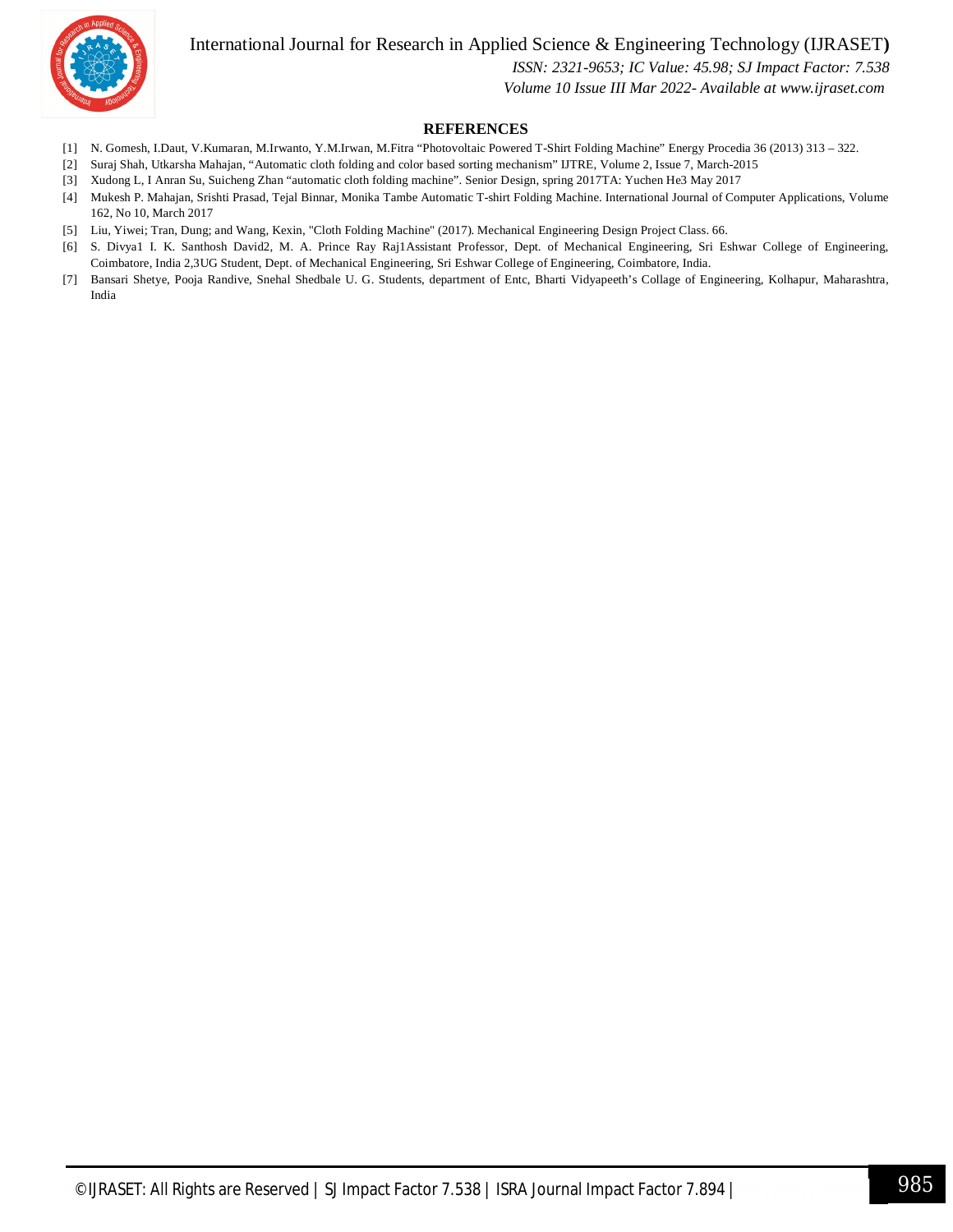## REFERENCES

[1] N. Gomesh, I.Daut, V.Kumaran, M.Irwanto, Y.M.Irwan, M.Fitra "Photovoltaic Powered T-Shirt Folding Machine" Energy Procedia 36 (2013) 313 – 322.

[2] Suraj Shah, Utkarsha Mahajan, "Automatic cloth folding and color based sorting mechanism" IJTRE, Volume 2, Issue 7, March-2015

[3] Xudong L, I Anran Su, Suicheng Zhan "automatic cloth folding machine". Senior Design, spring 2017TA: Yuchen He3 May 2017

[4] Mukesh P. Mahajan, Srishti Prasad, Tejal Binnar, Monika Tambe Automatic T-shirt Folding Machine. International Journal of Computer Applications, Volume 162, No 10, March 2017

[5] Liu, Yiwei; Tran, Dung; and Wang, Kexin, "Cloth Folding Machine" (2017). Mechanical Engineering Design Project Class. 66.

[6] S. Divya1 I. K. Santhosh David2, M. A. Prince Ray Raj1Assistant Professor, Dept. of Mechanical Engineering, Sri Eshwar College of Engineering, Coimbatore, India 2,3UG Student, Dept. of Mechanical Engineering, Sri Eshwar College of Engineering, Coimbatore, India.

[7] Bansari Shetye, Pooja Randive, Snehal Shedbale U. G. Students, department of Entc, Bharti Vidyapeeth's Collage of Engineering, Kolhapur, Maharashtra, India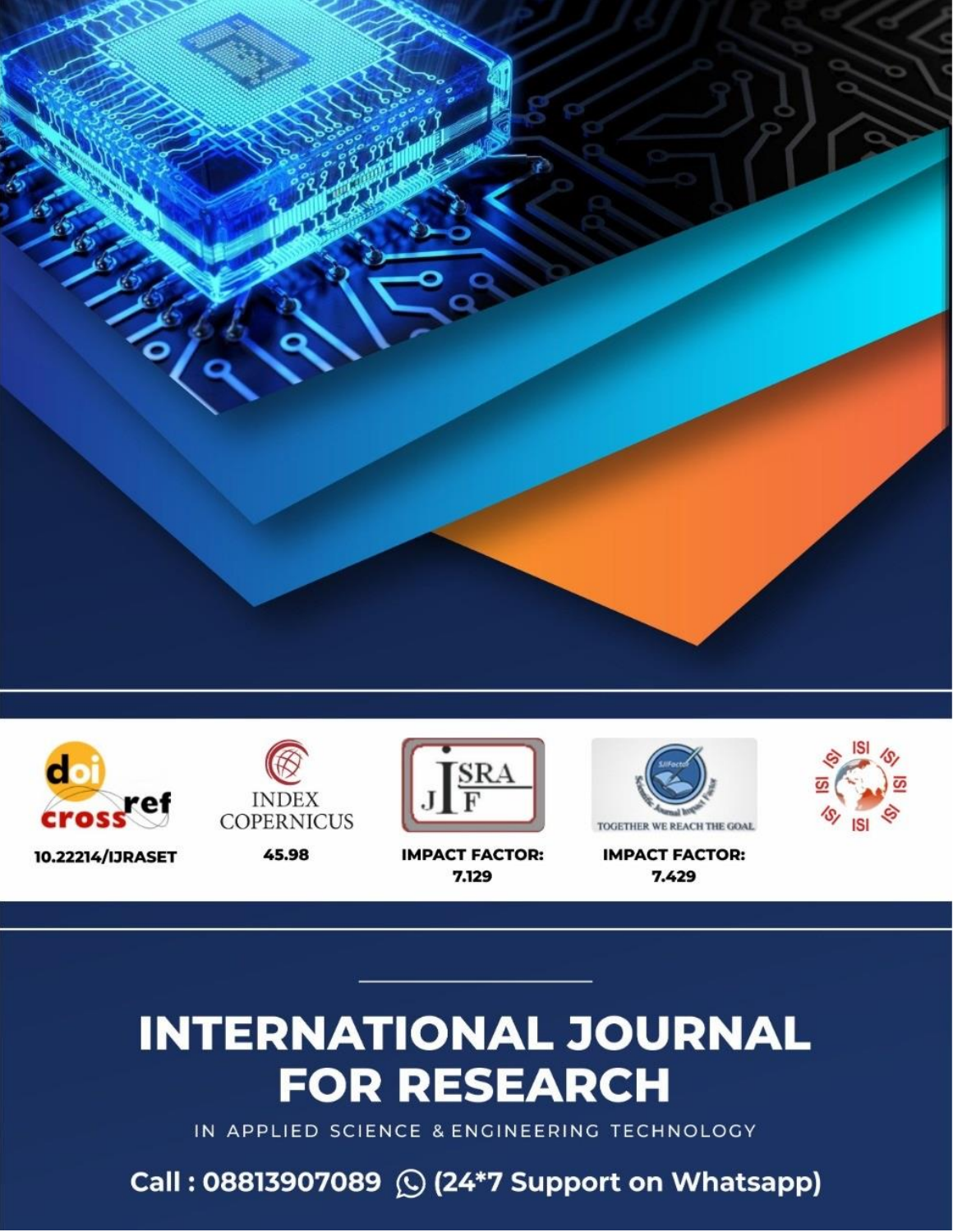10.22214/IJRASET

INDEX COPERNICUS

45.98

IMPACT FACTOR: 7.129

IMPACT FACTOR: 7.429

# INTERNATIONAL JOURNAL FOR RESEARCH

IN APPLIED SCIENCE & ENGINEERING TECHNOLOGY

Call : 08813907089 (24*7 Support on Whatsapp)